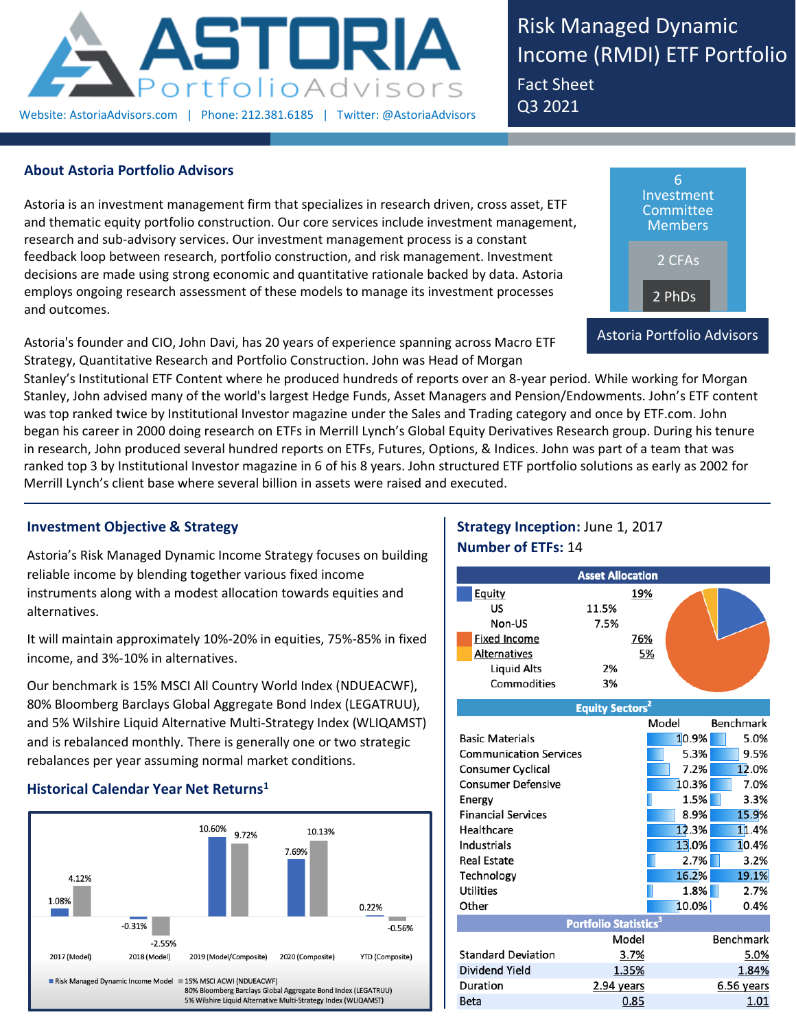# ASTORIA PortfolioAdvisors

Website: AstoriaAdvisors.com | Phone: 212.381.6185 | Twitter: @AstoriaAdvisors

## Risk Managed Dynamic Income (RMDI) ETF Portfolio

Fact Sheet
Q3 2021

## About Astoria Portfolio Advisors

Astoria is an investment management firm that specializes in research driven, cross asset, ETF and thematic equity portfolio construction. Our core services include investment management, research and sub-advisory services. Our investment management process is a constant feedback loop between research, portfolio construction, and risk management. Investment decisions are made using strong economic and quantitative rationale backed by data. Astoria employs ongoing research assessment of these models to manage its investment processes and outcomes.

Astoria Portfolio Advisors: 6 Investment Committee Members; 2 CFAs; 2 PhDs

Astoria's founder and CIO, John Davi, has 20 years of experience spanning across Macro ETF Strategy, Quantitative Research and Portfolio Construction. John was Head of Morgan Stanley's Institutional ETF Content where he produced hundreds of reports over an 8-year period. While working for Morgan Stanley, John advised many of the world's largest Hedge Funds, Asset Managers and Pension/Endowments. John's ETF content was top ranked twice by Institutional Investor magazine under the Sales and Trading category and once by ETF.com. John began his career in 2000 doing research on ETFs in Merrill Lynch's Global Equity Derivatives Research group. During his tenure in research, John produced several hundred reports on ETFs, Futures, Options, & Indices. John was part of a team that was ranked top 3 by Institutional Investor magazine in 6 of his 8 years. John structured ETF portfolio solutions as early as 2002 for Merrill Lynch's client base where several billion in assets were raised and executed.

## Investment Objective & Strategy

Astoria's Risk Managed Dynamic Income Strategy focuses on building reliable income by blending together various fixed income instruments along with a modest allocation towards equities and alternatives.

It will maintain approximately 10%-20% in equities, 75%-85% in fixed income, and 3%-10% in alternatives.

Our benchmark is 15% MSCI All Country World Index (NDUEACWF), 80% Bloomberg Barclays Global Aggregate Bond Index (LEGATRUU), and 5% Wilshire Liquid Alternative Multi-Strategy Index (WLIQAMST) and is rebalanced monthly. There is generally one or two strategic rebalances per year assuming normal market conditions.

## Historical Calendar Year Net Returns[1]

| | Risk Managed Dynamic Income Model | 15% MSCI ACWI (NDUEACWF) / 80% Bloomberg Barclays Global Aggregate Bond Index (LEGATRUU) / 5% Wilshire Liquid Alternative Multi-Strategy Index (WLIQAMST) |
|---|---|---|
| 2017 (Model) | 1.08% | 4.12% |
| 2018 (Model) | -0.31% | -2.55% |
| 2019 (Model/Composite) | 10.60% | 9.72% |
| 2020 (Composite) | 7.69% | 10.13% |
| YTD (Composite) | 0.22% | -0.56% |

**Strategy Inception:** June 1, 2017
**Number of ETFs:** 14

### Asset Allocation

| | | |
|---|---|---|
| Equity | | 19% |
| US | 11.5% | |
| Non-US | 7.5% | |
| Fixed Income | | 76% |
| Alternatives | | 5% |
| Liquid Alts | 2% | |
| Commodities | 3% | |

### Equity Sectors[2]

| | Model | Benchmark |
|---|---|---|
| Basic Materials | 10.9% | 5.0% |
| Communication Services | 5.3% | 9.5% |
| Consumer Cyclical | 7.2% | 12.0% |
| Consumer Defensive | 10.3% | 7.0% |
| Energy | 1.5% | 3.3% |
| Financial Services | 8.9% | 15.9% |
| Healthcare | 12.3% | 11.4% |
| Industrials | 13.0% | 10.4% |
| Real Estate | 2.7% | 3.2% |
| Technology | 16.2% | 19.1% |
| Utilities | 1.8% | 2.7% |
| Other | 10.0% | 0.4% |

### Portfolio Statistics[3]

| | Model | Benchmark |
|---|---|---|
| Standard Deviation | 3.7% | 5.0% |
| Dividend Yield | 1.35% | 1.84% |
| Duration | 2.94 years | 6.56 years |
| Beta | 0.85 | 1.01 |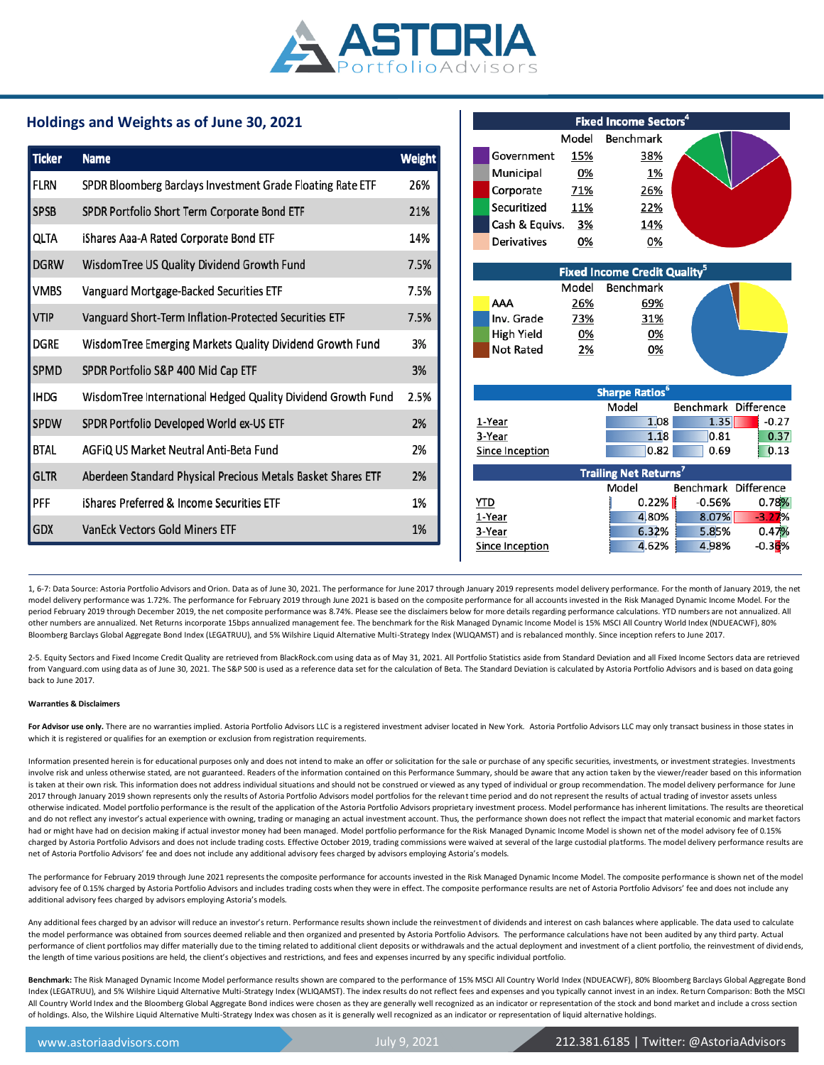# ASTORIA PortfolioAdvisors

## Holdings and Weights as of June 30, 2021

| Ticker | Name | Weight |
|---|---|---|
| FLRN | SPDR Bloomberg Barclays Investment Grade Floating Rate ETF | 26% |
| SPSB | SPDR Portfolio Short Term Corporate Bond ETF | 21% |
| QLTA | iShares Aaa-A Rated Corporate Bond ETF | 14% |
| DGRW | WisdomTree US Quality Dividend Growth Fund | 7.5% |
| VMBS | Vanguard Mortgage-Backed Securities ETF | 7.5% |
| VTIP | Vanguard Short-Term Inflation-Protected Securities ETF | 7.5% |
| DGRE | WisdomTree Emerging Markets Quality Dividend Growth Fund | 3% |
| SPMD | SPDR Portfolio S&P 400 Mid Cap ETF | 3% |
| IHDG | WisdomTree International Hedged Quality Dividend Growth Fund | 2.5% |
| SPDW | SPDR Portfolio Developed World ex-US ETF | 2% |
| BTAL | AGFiQ US Market Neutral Anti-Beta Fund | 2% |
| GLTR | Aberdeen Standard Physical Precious Metals Basket Shares ETF | 2% |
| PFF | iShares Preferred & Income Securities ETF | 1% |
| GDX | VanEck Vectors Gold Miners ETF | 1% |

### Fixed Income Sectors[4]

| | Model | Benchmark |
|---|---|---|
| Government | 15% | 38% |
| Municipal | 0% | 1% |
| Corporate | 71% | 26% |
| Securitized | 11% | 22% |
| Cash & Equivs. | 3% | 14% |
| Derivatives | 0% | 0% |

### Fixed Income Credit Quality[5]

| | Model | Benchmark |
|---|---|---|
| AAA | 26% | 69% |
| Inv. Grade | 73% | 31% |
| High Yield | 0% | 0% |
| Not Rated | 2% | 0% |

### Sharpe Ratios[6]

| | Model | Benchmark | Difference |
|---|---|---|---|
| 1-Year | 1.08 | 1.35 | -0.27 |
| 3-Year | 1.18 | 0.81 | 0.37 |
| Since Inception | 0.82 | 0.69 | 0.13 |

### Trailing Net Returns[7]

| | Model | Benchmark | Difference |
|---|---|---|---|
| YTD | 0.22% | -0.56% | 0.78% |
| 1-Year | 4.80% | 8.07% | -3.27% |
| 3-Year | 6.32% | 5.85% | 0.47% |
| Since Inception | 4.62% | 4.98% | -0.36% |

1, 6-7: Data Source: Astoria Portfolio Advisors and Orion. Data as of June 30, 2021. The performance for June 2017 through January 2019 represents model delivery performance. For the month of January 2019, the net model delivery performance was 1.72%. The performance for February 2019 through June 2021 is based on the composite performance for all accounts invested in the Risk Managed Dynamic Income Model. For the period February 2019 through December 2019, the net composite performance was 8.74%. Please see the disclaimers below for more details regarding performance calculations. YTD numbers are not annualized. All other numbers are annualized. Net Returns incorporate 15bps annualized management fee. The benchmark for the Risk Managed Dynamic Income Model is 15% MSCI All Country World Index (NDUEACWF), 80% Bloomberg Barclays Global Aggregate Bond Index (LEGATRUU), and 5% Wilshire Liquid Alternative Multi-Strategy Index (WLIQAMST) and is rebalanced monthly. Since inception refers to June 2017.

2-5. Equity Sectors and Fixed Income Credit Quality are retrieved from BlackRock.com using data as of May 31, 2021. All Portfolio Statistics aside from Standard Deviation and all Fixed Income Sectors data are retrieved from Vanguard.com using data as of June 30, 2021. The S&P 500 is used as a reference data set for the calculation of Beta. The Standard Deviation is calculated by Astoria Portfolio Advisors and is based on data going back to June 2017.

#### Warranties & Disclaimers

**For Advisor use only.** There are no warranties implied. Astoria Portfolio Advisors LLC is a registered investment adviser located in New York. Astoria Portfolio Advisors LLC may only transact business in those states in which it is registered or qualifies for an exemption or exclusion from registration requirements.

Information presented herein is for educational purposes only and does not intend to make an offer or solicitation for the sale or purchase of any specific securities, investments, or investment strategies. Investments involve risk and unless otherwise stated, are not guaranteed. Readers of the information contained on this Performance Summary, should be aware that any action taken by the viewer/reader based on this information is taken at their own risk. This information does not address individual situations and should not be construed or viewed as any typed of individual or group recommendation. The model delivery performance for June 2017 through January 2019 shown represents only the results of Astoria Portfolio Advisors model portfolios for the relevant time period and do not represent the results of actual trading of investor assets unless otherwise indicated. Model portfolio performance is the result of the application of the Astoria Portfolio Advisors proprietary investment process. Model performance has inherent limitations. The results are theoretical and do not reflect any investor's actual experience with owning, trading or managing an actual investment account. Thus, the performance shown does not reflect the impact that material economic and market factors had or might have had on decision making if actual investor money had been managed. Model portfolio performance for the Risk Managed Dynamic Income Model is shown net of the model advisory fee of 0.15% charged by Astoria Portfolio Advisors and does not include trading costs. Effective October 2019, trading commissions were waived at several of the large custodial platforms. The model delivery performance results are net of Astoria Portfolio Advisors' fee and does not include any additional advisory fees charged by advisors employing Astoria's models.

The performance for February 2019 through June 2021 represents the composite performance for accounts invested in the Risk Managed Dynamic Income Model. The composite performance is shown net of the model advisory fee of 0.15% charged by Astoria Portfolio Advisors and includes trading costs when they were in effect. The composite performance results are net of Astoria Portfolio Advisors' fee and does not include any additional advisory fees charged by advisors employing Astoria's models.

Any additional fees charged by an advisor will reduce an investor's return. Performance results shown include the reinvestment of dividends and interest on cash balances where applicable. The data used to calculate the model performance was obtained from sources deemed reliable and then organized and presented by Astoria Portfolio Advisors. The performance calculations have not been audited by any third party. Actual performance of client portfolios may differ materially due to the timing related to additional client deposits or withdrawals and the actual deployment and investment of a client portfolio, the reinvestment of dividends, the length of time various positions are held, the client's objectives and restrictions, and fees and expenses incurred by any specific individual portfolio.

**Benchmark:** The Risk Managed Dynamic Income Model performance results shown are compared to the performance of 15% MSCI All Country World Index (NDUEACWF), 80% Bloomberg Barclays Global Aggregate Bond Index (LEGATRUU), and 5% Wilshire Liquid Alternative Multi-Strategy Index (WLIQAMST). The index results do not reflect fees and expenses and you typically cannot invest in an index. Return Comparison: Both the MSCI All Country World Index and the Bloomberg Global Aggregate Bond indices were chosen as they are generally well recognized as an indicator or representation of the stock and bond market and include a cross section of holdings. Also, the Wilshire Liquid Alternative Multi-Strategy Index was chosen as it is generally well recognized as an indicator or representation of liquid alternative holdings.

www.astoriaadvisors.com | July 9, 2021 | 212.381.6185 | Twitter: @AstoriaAdvisors